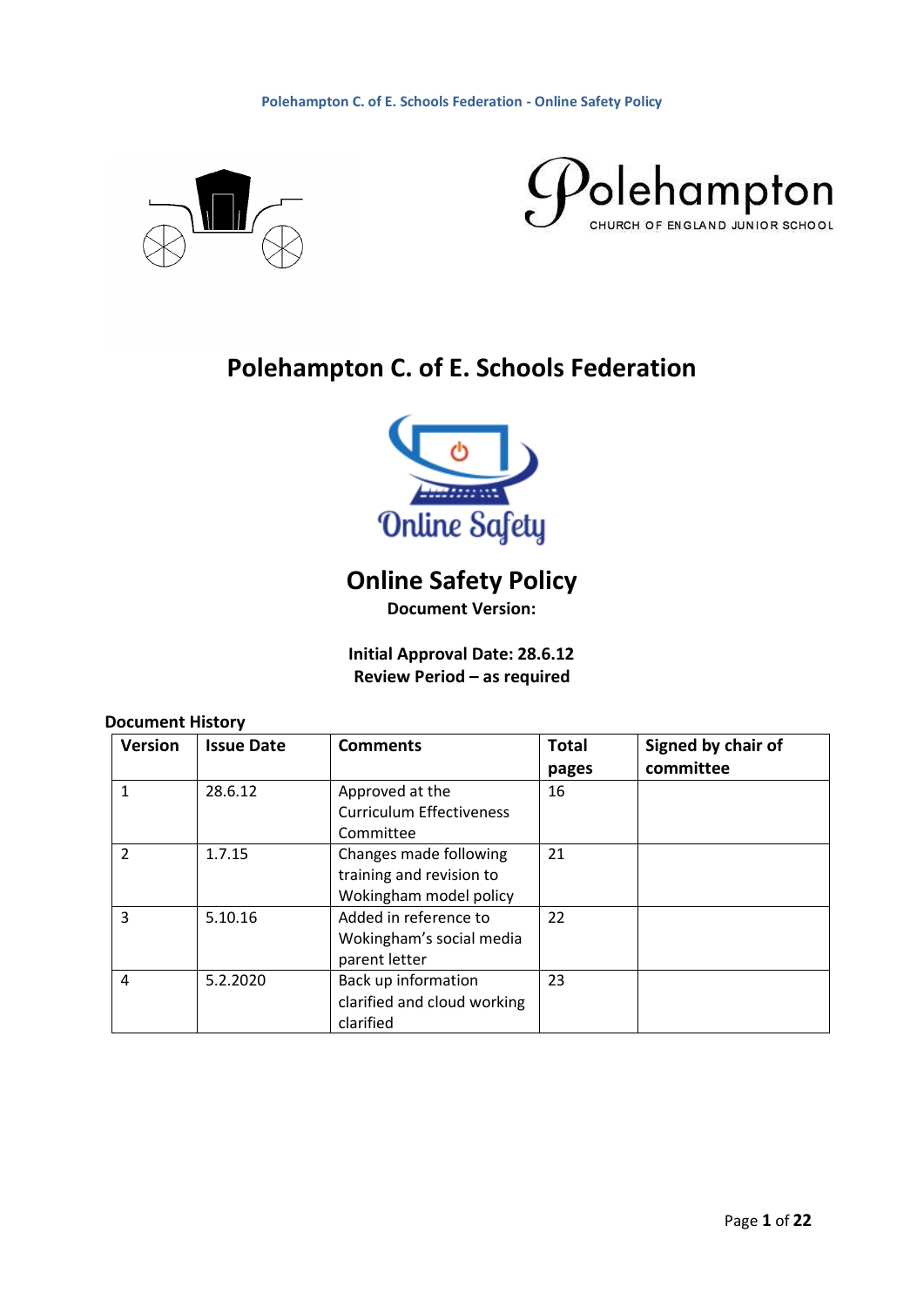# Polehampton C. of E. Schools Federation

## Online Safety Policy

**Document Version:**

**Initial Approval Date: 28.6.12**
**Review Period – as required**

**Document History**

| Version | Issue Date | Comments | Total pages | Signed by chair of committee |
|---|---|---|---|---|
| 1 | 28.6.12 | Approved at the Curriculum Effectiveness Committee | 16 | |
| 2 | 1.7.15 | Changes made following training and revision to Wokingham model policy | 21 | |
| 3 | 5.10.16 | Added in reference to Wokingham's social media parent letter | 22 | |
| 4 | 5.2.2020 | Back up information clarified and cloud working clarified | 23 | |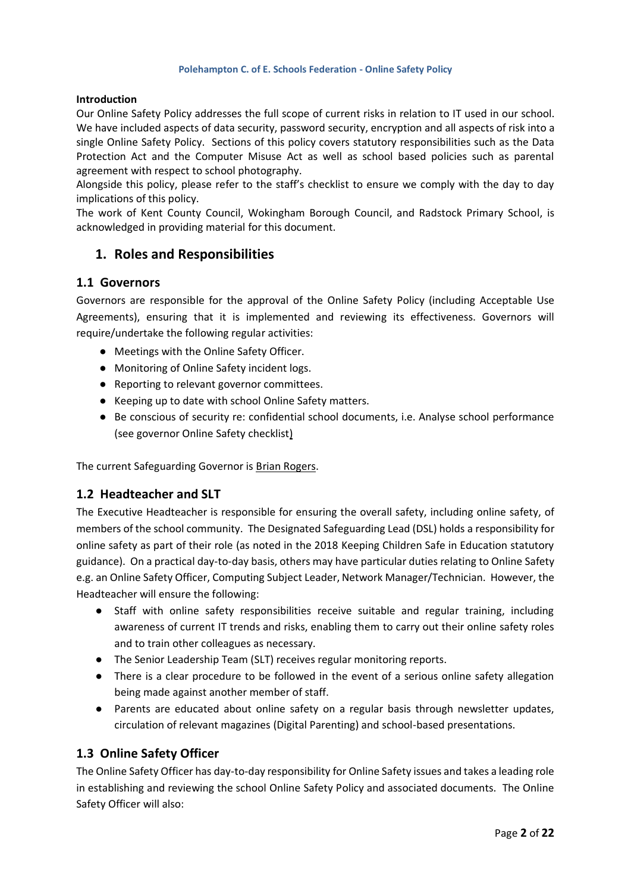**Introduction**

Our Online Safety Policy addresses the full scope of current risks in relation to IT used in our school. We have included aspects of data security, password security, encryption and all aspects of risk into a single Online Safety Policy. Sections of this policy covers statutory responsibilities such as the Data Protection Act and the Computer Misuse Act as well as school based policies such as parental agreement with respect to school photography.

Alongside this policy, please refer to the staff's checklist to ensure we comply with the day to day implications of this policy.

The work of Kent County Council, Wokingham Borough Council, and Radstock Primary School, is acknowledged in providing material for this document.

## 1. Roles and Responsibilities

### 1.1 Governors

Governors are responsible for the approval of the Online Safety Policy (including Acceptable Use Agreements), ensuring that it is implemented and reviewing its effectiveness. Governors will require/undertake the following regular activities:

- Meetings with the Online Safety Officer.
- Monitoring of Online Safety incident logs.
- Reporting to relevant governor committees.
- Keeping up to date with school Online Safety matters.
- Be conscious of security re: confidential school documents, i.e. Analyse school performance (see governor Online Safety checklist)

The current Safeguarding Governor is Brian Rogers.

### 1.2 Headteacher and SLT

The Executive Headteacher is responsible for ensuring the overall safety, including online safety, of members of the school community. The Designated Safeguarding Lead (DSL) holds a responsibility for online safety as part of their role (as noted in the 2018 Keeping Children Safe in Education statutory guidance). On a practical day-to-day basis, others may have particular duties relating to Online Safety e.g. an Online Safety Officer, Computing Subject Leader, Network Manager/Technician. However, the Headteacher will ensure the following:

- Staff with online safety responsibilities receive suitable and regular training, including awareness of current IT trends and risks, enabling them to carry out their online safety roles and to train other colleagues as necessary.
- The Senior Leadership Team (SLT) receives regular monitoring reports.
- There is a clear procedure to be followed in the event of a serious online safety allegation being made against another member of staff.
- Parents are educated about online safety on a regular basis through newsletter updates, circulation of relevant magazines (Digital Parenting) and school-based presentations.

### 1.3 Online Safety Officer

The Online Safety Officer has day-to-day responsibility for Online Safety issues and takes a leading role in establishing and reviewing the school Online Safety Policy and associated documents. The Online Safety Officer will also: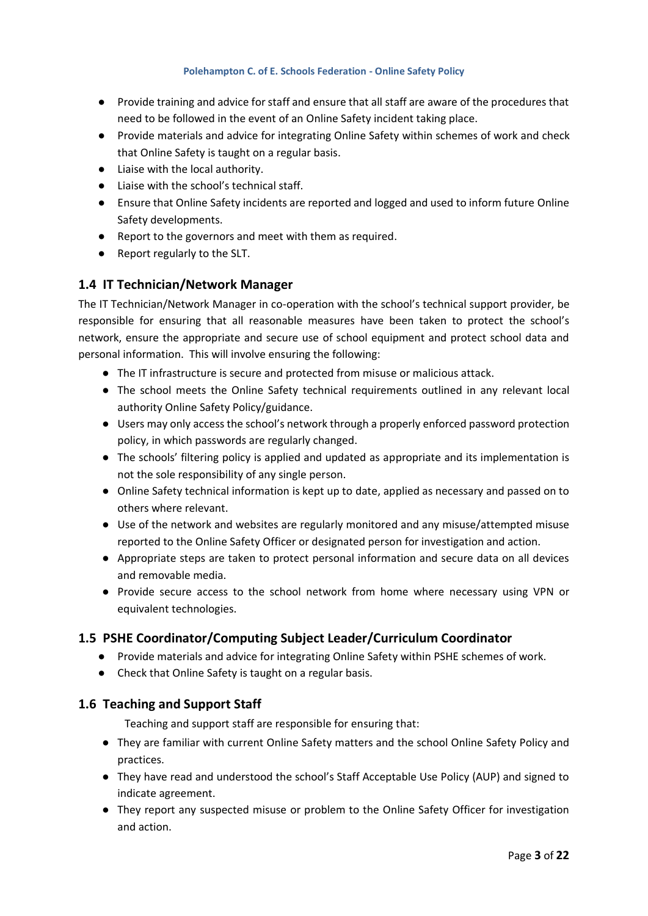- Provide training and advice for staff and ensure that all staff are aware of the procedures that need to be followed in the event of an Online Safety incident taking place.
- Provide materials and advice for integrating Online Safety within schemes of work and check that Online Safety is taught on a regular basis.
- Liaise with the local authority.
- Liaise with the school's technical staff.
- Ensure that Online Safety incidents are reported and logged and used to inform future Online Safety developments.
- Report to the governors and meet with them as required.
- Report regularly to the SLT.

## 1.4 IT Technician/Network Manager

The IT Technician/Network Manager in co-operation with the school's technical support provider, be responsible for ensuring that all reasonable measures have been taken to protect the school's network, ensure the appropriate and secure use of school equipment and protect school data and personal information. This will involve ensuring the following:

- The IT infrastructure is secure and protected from misuse or malicious attack.
- The school meets the Online Safety technical requirements outlined in any relevant local authority Online Safety Policy/guidance.
- Users may only access the school's network through a properly enforced password protection policy, in which passwords are regularly changed.
- The schools' filtering policy is applied and updated as appropriate and its implementation is not the sole responsibility of any single person.
- Online Safety technical information is kept up to date, applied as necessary and passed on to others where relevant.
- Use of the network and websites are regularly monitored and any misuse/attempted misuse reported to the Online Safety Officer or designated person for investigation and action.
- Appropriate steps are taken to protect personal information and secure data on all devices and removable media.
- Provide secure access to the school network from home where necessary using VPN or equivalent technologies.

## 1.5 PSHE Coordinator/Computing Subject Leader/Curriculum Coordinator

- Provide materials and advice for integrating Online Safety within PSHE schemes of work.
- Check that Online Safety is taught on a regular basis.

## 1.6 Teaching and Support Staff

Teaching and support staff are responsible for ensuring that:

- They are familiar with current Online Safety matters and the school Online Safety Policy and practices.
- They have read and understood the school's Staff Acceptable Use Policy (AUP) and signed to indicate agreement.
- They report any suspected misuse or problem to the Online Safety Officer for investigation and action.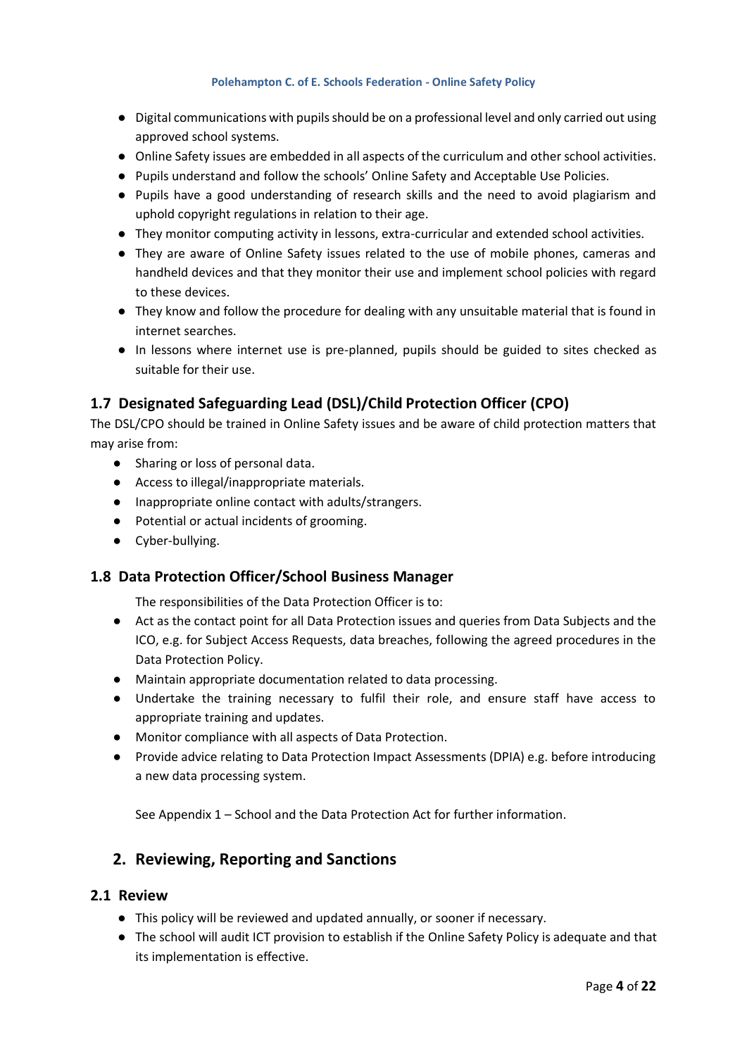- Digital communications with pupils should be on a professional level and only carried out using approved school systems.
- Online Safety issues are embedded in all aspects of the curriculum and other school activities.
- Pupils understand and follow the schools' Online Safety and Acceptable Use Policies.
- Pupils have a good understanding of research skills and the need to avoid plagiarism and uphold copyright regulations in relation to their age.
- They monitor computing activity in lessons, extra-curricular and extended school activities.
- They are aware of Online Safety issues related to the use of mobile phones, cameras and handheld devices and that they monitor their use and implement school policies with regard to these devices.
- They know and follow the procedure for dealing with any unsuitable material that is found in internet searches.
- In lessons where internet use is pre-planned, pupils should be guided to sites checked as suitable for their use.

### 1.7 Designated Safeguarding Lead (DSL)/Child Protection Officer (CPO)

The DSL/CPO should be trained in Online Safety issues and be aware of child protection matters that may arise from:

- Sharing or loss of personal data.
- Access to illegal/inappropriate materials.
- Inappropriate online contact with adults/strangers.
- Potential or actual incidents of grooming.
- Cyber-bullying.

### 1.8 Data Protection Officer/School Business Manager

The responsibilities of the Data Protection Officer is to:

- Act as the contact point for all Data Protection issues and queries from Data Subjects and the ICO, e.g. for Subject Access Requests, data breaches, following the agreed procedures in the Data Protection Policy.
- Maintain appropriate documentation related to data processing.
- Undertake the training necessary to fulfil their role, and ensure staff have access to appropriate training and updates.
- Monitor compliance with all aspects of Data Protection.
- Provide advice relating to Data Protection Impact Assessments (DPIA) e.g. before introducing a new data processing system.

See Appendix 1 – School and the Data Protection Act for further information.

## 2. Reviewing, Reporting and Sanctions

### 2.1 Review

- This policy will be reviewed and updated annually, or sooner if necessary.
- The school will audit ICT provision to establish if the Online Safety Policy is adequate and that its implementation is effective.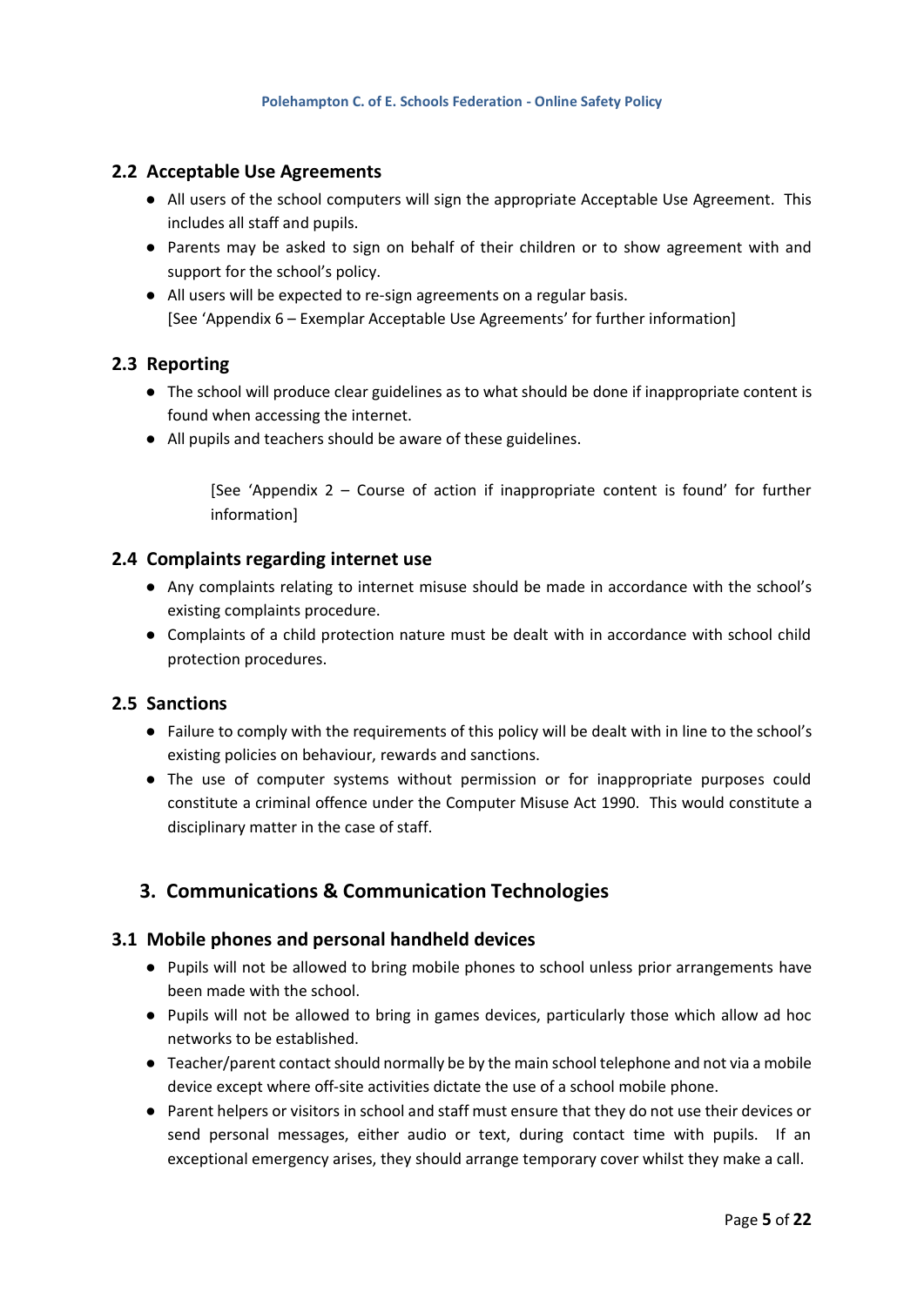### 2.2 Acceptable Use Agreements

- All users of the school computers will sign the appropriate Acceptable Use Agreement. This includes all staff and pupils.
- Parents may be asked to sign on behalf of their children or to show agreement with and support for the school's policy.
- All users will be expected to re-sign agreements on a regular basis.
  [See 'Appendix 6 – Exemplar Acceptable Use Agreements' for further information]

### 2.3 Reporting

- The school will produce clear guidelines as to what should be done if inappropriate content is found when accessing the internet.
- All pupils and teachers should be aware of these guidelines.

  [See 'Appendix 2 – Course of action if inappropriate content is found' for further information]

### 2.4 Complaints regarding internet use

- Any complaints relating to internet misuse should be made in accordance with the school's existing complaints procedure.
- Complaints of a child protection nature must be dealt with in accordance with school child protection procedures.

### 2.5 Sanctions

- Failure to comply with the requirements of this policy will be dealt with in line to the school's existing policies on behaviour, rewards and sanctions.
- The use of computer systems without permission or for inappropriate purposes could constitute a criminal offence under the Computer Misuse Act 1990. This would constitute a disciplinary matter in the case of staff.

## 3. Communications & Communication Technologies

### 3.1 Mobile phones and personal handheld devices

- Pupils will not be allowed to bring mobile phones to school unless prior arrangements have been made with the school.
- Pupils will not be allowed to bring in games devices, particularly those which allow ad hoc networks to be established.
- Teacher/parent contact should normally be by the main school telephone and not via a mobile device except where off-site activities dictate the use of a school mobile phone.
- Parent helpers or visitors in school and staff must ensure that they do not use their devices or send personal messages, either audio or text, during contact time with pupils. If an exceptional emergency arises, they should arrange temporary cover whilst they make a call.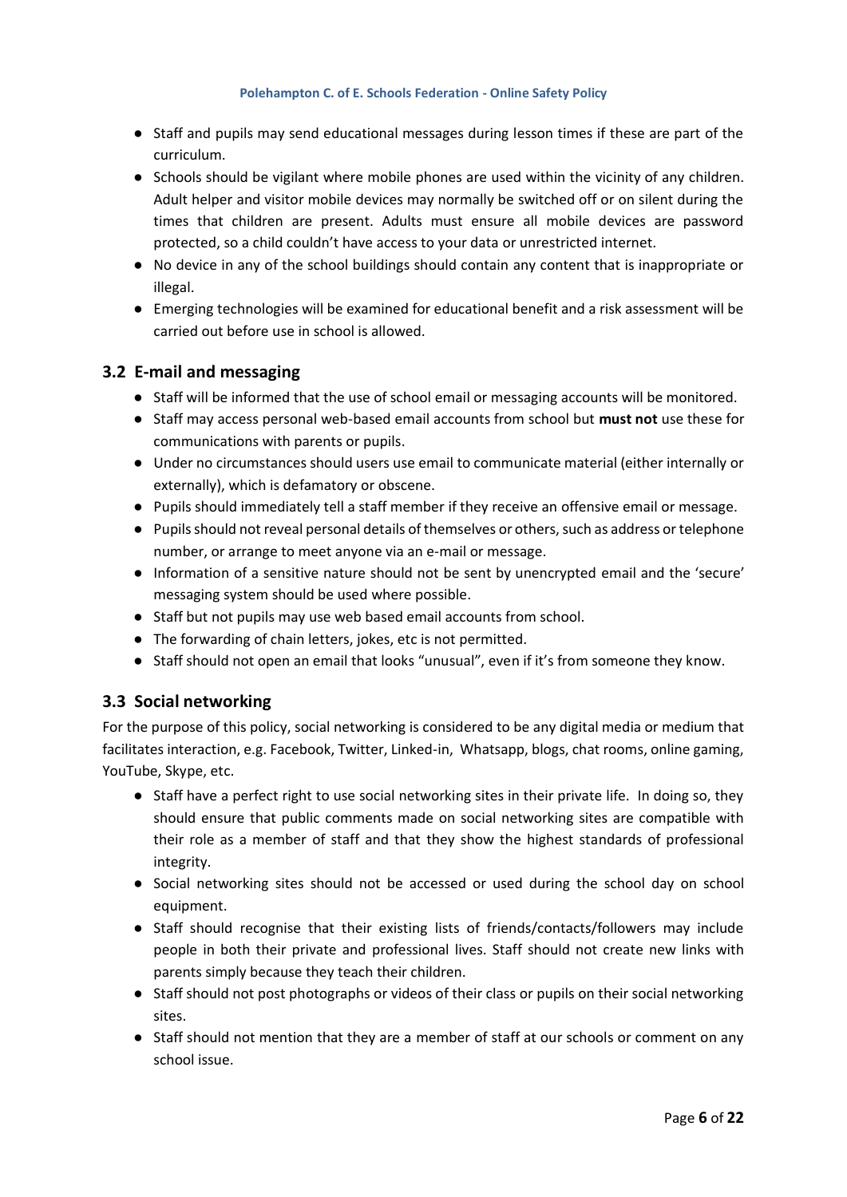- Staff and pupils may send educational messages during lesson times if these are part of the curriculum.
- Schools should be vigilant where mobile phones are used within the vicinity of any children. Adult helper and visitor mobile devices may normally be switched off or on silent during the times that children are present. Adults must ensure all mobile devices are password protected, so a child couldn't have access to your data or unrestricted internet.
- No device in any of the school buildings should contain any content that is inappropriate or illegal.
- Emerging technologies will be examined for educational benefit and a risk assessment will be carried out before use in school is allowed.

## 3.2 E-mail and messaging

- Staff will be informed that the use of school email or messaging accounts will be monitored.
- Staff may access personal web-based email accounts from school but **must not** use these for communications with parents or pupils.
- Under no circumstances should users use email to communicate material (either internally or externally), which is defamatory or obscene.
- Pupils should immediately tell a staff member if they receive an offensive email or message.
- Pupils should not reveal personal details of themselves or others, such as address or telephone number, or arrange to meet anyone via an e-mail or message.
- Information of a sensitive nature should not be sent by unencrypted email and the 'secure' messaging system should be used where possible.
- Staff but not pupils may use web based email accounts from school.
- The forwarding of chain letters, jokes, etc is not permitted.
- Staff should not open an email that looks "unusual", even if it's from someone they know.

## 3.3 Social networking

For the purpose of this policy, social networking is considered to be any digital media or medium that facilitates interaction, e.g. Facebook, Twitter, Linked-in, Whatsapp, blogs, chat rooms, online gaming, YouTube, Skype, etc.

- Staff have a perfect right to use social networking sites in their private life. In doing so, they should ensure that public comments made on social networking sites are compatible with their role as a member of staff and that they show the highest standards of professional integrity.
- Social networking sites should not be accessed or used during the school day on school equipment.
- Staff should recognise that their existing lists of friends/contacts/followers may include people in both their private and professional lives. Staff should not create new links with parents simply because they teach their children.
- Staff should not post photographs or videos of their class or pupils on their social networking sites.
- Staff should not mention that they are a member of staff at our schools or comment on any school issue.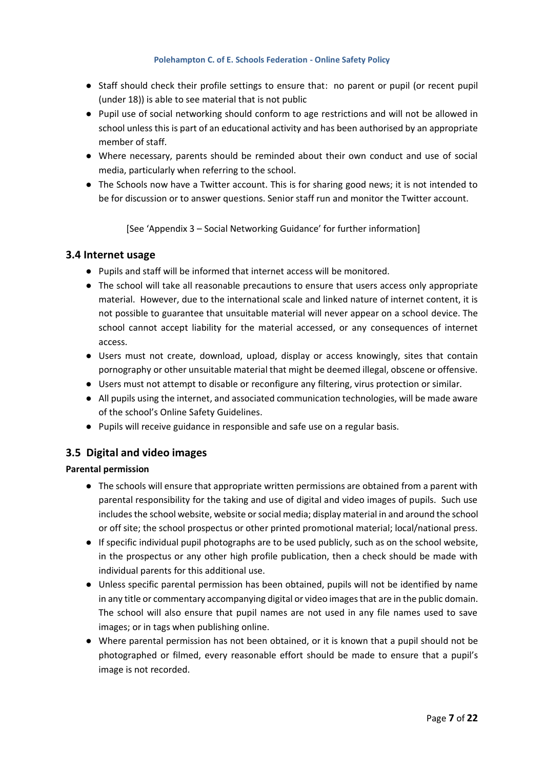- Staff should check their profile settings to ensure that: no parent or pupil (or recent pupil (under 18)) is able to see material that is not public
- Pupil use of social networking should conform to age restrictions and will not be allowed in school unless this is part of an educational activity and has been authorised by an appropriate member of staff.
- Where necessary, parents should be reminded about their own conduct and use of social media, particularly when referring to the school.
- The Schools now have a Twitter account. This is for sharing good news; it is not intended to be for discussion or to answer questions. Senior staff run and monitor the Twitter account.

[See 'Appendix 3 – Social Networking Guidance' for further information]

## 3.4 Internet usage

- Pupils and staff will be informed that internet access will be monitored.
- The school will take all reasonable precautions to ensure that users access only appropriate material. However, due to the international scale and linked nature of internet content, it is not possible to guarantee that unsuitable material will never appear on a school device. The school cannot accept liability for the material accessed, or any consequences of internet access.
- Users must not create, download, upload, display or access knowingly, sites that contain pornography or other unsuitable material that might be deemed illegal, obscene or offensive.
- Users must not attempt to disable or reconfigure any filtering, virus protection or similar.
- All pupils using the internet, and associated communication technologies, will be made aware of the school's Online Safety Guidelines.
- Pupils will receive guidance in responsible and safe use on a regular basis.

## 3.5 Digital and video images

**Parental permission**

- The schools will ensure that appropriate written permissions are obtained from a parent with parental responsibility for the taking and use of digital and video images of pupils. Such use includes the school website, website or social media; display material in and around the school or off site; the school prospectus or other printed promotional material; local/national press.
- If specific individual pupil photographs are to be used publicly, such as on the school website, in the prospectus or any other high profile publication, then a check should be made with individual parents for this additional use.
- Unless specific parental permission has been obtained, pupils will not be identified by name in any title or commentary accompanying digital or video images that are in the public domain. The school will also ensure that pupil names are not used in any file names used to save images; or in tags when publishing online.
- Where parental permission has not been obtained, or it is known that a pupil should not be photographed or filmed, every reasonable effort should be made to ensure that a pupil's image is not recorded.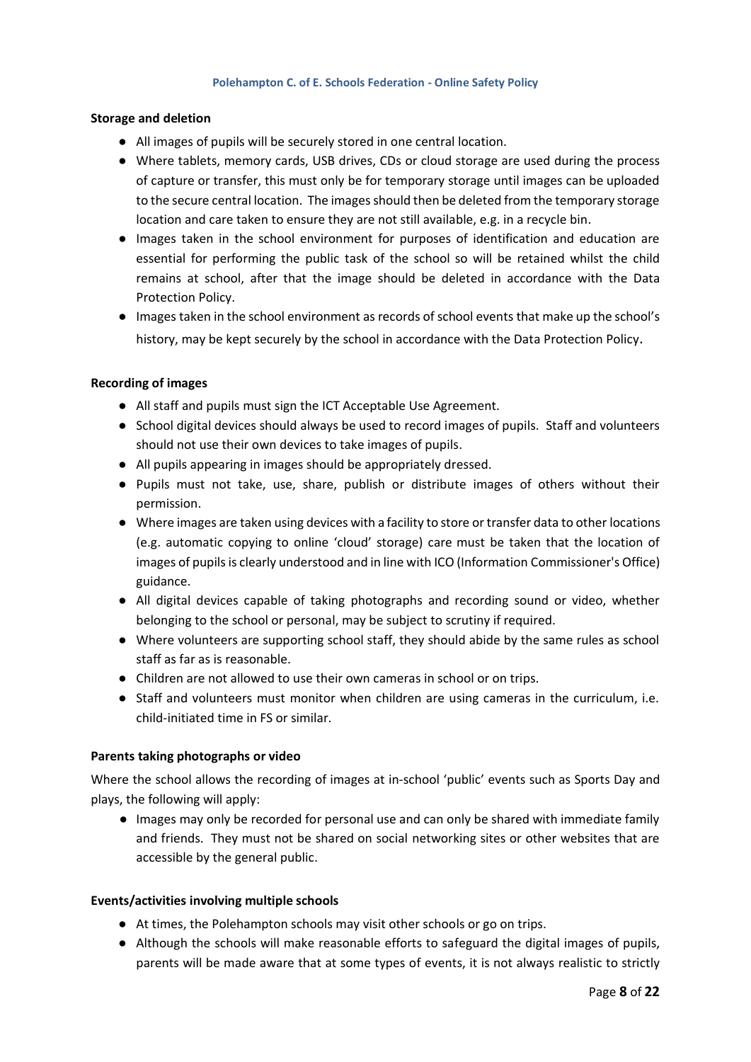**Storage and deletion**

- All images of pupils will be securely stored in one central location.
- Where tablets, memory cards, USB drives, CDs or cloud storage are used during the process of capture or transfer, this must only be for temporary storage until images can be uploaded to the secure central location. The images should then be deleted from the temporary storage location and care taken to ensure they are not still available, e.g. in a recycle bin.
- Images taken in the school environment for purposes of identification and education are essential for performing the public task of the school so will be retained whilst the child remains at school, after that the image should be deleted in accordance with the Data Protection Policy.
- Images taken in the school environment as records of school events that make up the school's history, may be kept securely by the school in accordance with the Data Protection Policy.

**Recording of images**

- All staff and pupils must sign the ICT Acceptable Use Agreement.
- School digital devices should always be used to record images of pupils. Staff and volunteers should not use their own devices to take images of pupils.
- All pupils appearing in images should be appropriately dressed.
- Pupils must not take, use, share, publish or distribute images of others without their permission.
- Where images are taken using devices with a facility to store or transfer data to other locations (e.g. automatic copying to online 'cloud' storage) care must be taken that the location of images of pupils is clearly understood and in line with ICO (Information Commissioner's Office) guidance.
- All digital devices capable of taking photographs and recording sound or video, whether belonging to the school or personal, may be subject to scrutiny if required.
- Where volunteers are supporting school staff, they should abide by the same rules as school staff as far as is reasonable.
- Children are not allowed to use their own cameras in school or on trips.
- Staff and volunteers must monitor when children are using cameras in the curriculum, i.e. child-initiated time in FS or similar.

**Parents taking photographs or video**

Where the school allows the recording of images at in-school 'public' events such as Sports Day and plays, the following will apply:

- Images may only be recorded for personal use and can only be shared with immediate family and friends. They must not be shared on social networking sites or other websites that are accessible by the general public.

**Events/activities involving multiple schools**

- At times, the Polehampton schools may visit other schools or go on trips.
- Although the schools will make reasonable efforts to safeguard the digital images of pupils, parents will be made aware that at some types of events, it is not always realistic to strictly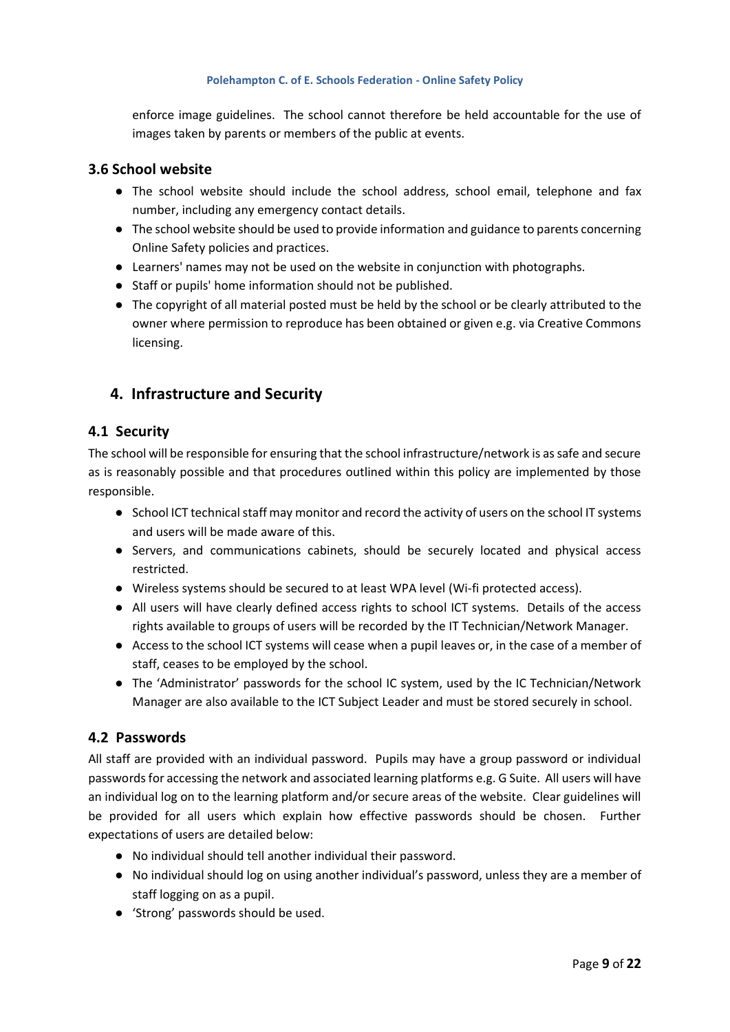enforce image guidelines. The school cannot therefore be held accountable for the use of images taken by parents or members of the public at events.

### 3.6 School website

- The school website should include the school address, school email, telephone and fax number, including any emergency contact details.
- The school website should be used to provide information and guidance to parents concerning Online Safety policies and practices.
- Learners' names may not be used on the website in conjunction with photographs.
- Staff or pupils' home information should not be published.
- The copyright of all material posted must be held by the school or be clearly attributed to the owner where permission to reproduce has been obtained or given e.g. via Creative Commons licensing.

## 4. Infrastructure and Security

### 4.1 Security

The school will be responsible for ensuring that the school infrastructure/network is as safe and secure as is reasonably possible and that procedures outlined within this policy are implemented by those responsible.

- School ICT technical staff may monitor and record the activity of users on the school IT systems and users will be made aware of this.
- Servers, and communications cabinets, should be securely located and physical access restricted.
- Wireless systems should be secured to at least WPA level (Wi-fi protected access).
- All users will have clearly defined access rights to school ICT systems. Details of the access rights available to groups of users will be recorded by the IT Technician/Network Manager.
- Access to the school ICT systems will cease when a pupil leaves or, in the case of a member of staff, ceases to be employed by the school.
- The 'Administrator' passwords for the school IC system, used by the IC Technician/Network Manager are also available to the ICT Subject Leader and must be stored securely in school.

### 4.2 Passwords

All staff are provided with an individual password. Pupils may have a group password or individual passwords for accessing the network and associated learning platforms e.g. G Suite. All users will have an individual log on to the learning platform and/or secure areas of the website. Clear guidelines will be provided for all users which explain how effective passwords should be chosen. Further expectations of users are detailed below:

- No individual should tell another individual their password.
- No individual should log on using another individual's password, unless they are a member of staff logging on as a pupil.
- 'Strong' passwords should be used.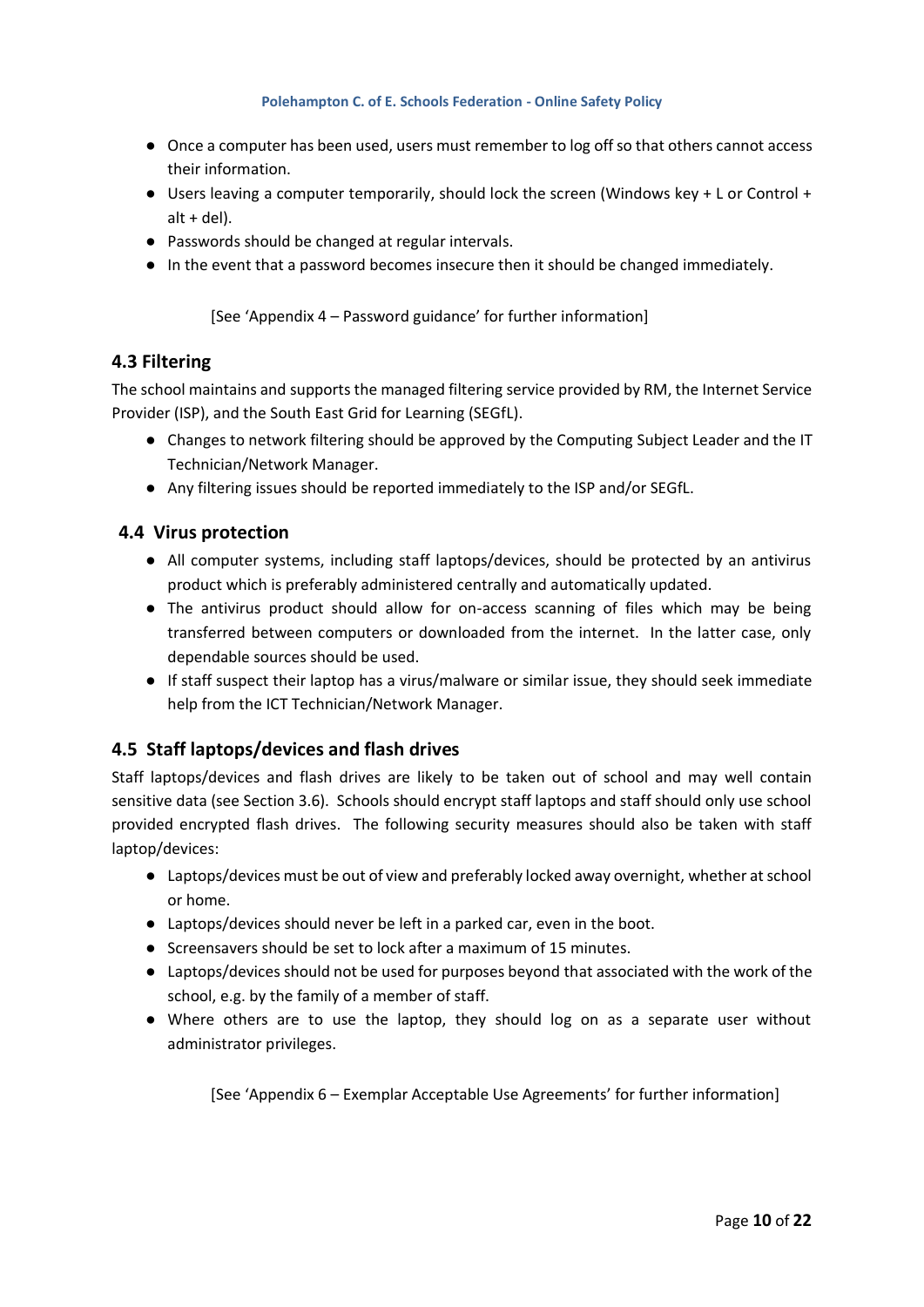- Once a computer has been used, users must remember to log off so that others cannot access their information.
- Users leaving a computer temporarily, should lock the screen (Windows key + L or Control + alt + del).
- Passwords should be changed at regular intervals.
- In the event that a password becomes insecure then it should be changed immediately.

[See 'Appendix 4 – Password guidance' for further information]

## 4.3 Filtering

The school maintains and supports the managed filtering service provided by RM, the Internet Service Provider (ISP), and the South East Grid for Learning (SEGfL).

- Changes to network filtering should be approved by the Computing Subject Leader and the IT Technician/Network Manager.
- Any filtering issues should be reported immediately to the ISP and/or SEGfL.

## 4.4 Virus protection

- All computer systems, including staff laptops/devices, should be protected by an antivirus product which is preferably administered centrally and automatically updated.
- The antivirus product should allow for on-access scanning of files which may be being transferred between computers or downloaded from the internet. In the latter case, only dependable sources should be used.
- If staff suspect their laptop has a virus/malware or similar issue, they should seek immediate help from the ICT Technician/Network Manager.

## 4.5 Staff laptops/devices and flash drives

Staff laptops/devices and flash drives are likely to be taken out of school and may well contain sensitive data (see Section 3.6). Schools should encrypt staff laptops and staff should only use school provided encrypted flash drives. The following security measures should also be taken with staff laptop/devices:

- Laptops/devices must be out of view and preferably locked away overnight, whether at school or home.
- Laptops/devices should never be left in a parked car, even in the boot.
- Screensavers should be set to lock after a maximum of 15 minutes.
- Laptops/devices should not be used for purposes beyond that associated with the work of the school, e.g. by the family of a member of staff.
- Where others are to use the laptop, they should log on as a separate user without administrator privileges.

[See 'Appendix 6 – Exemplar Acceptable Use Agreements' for further information]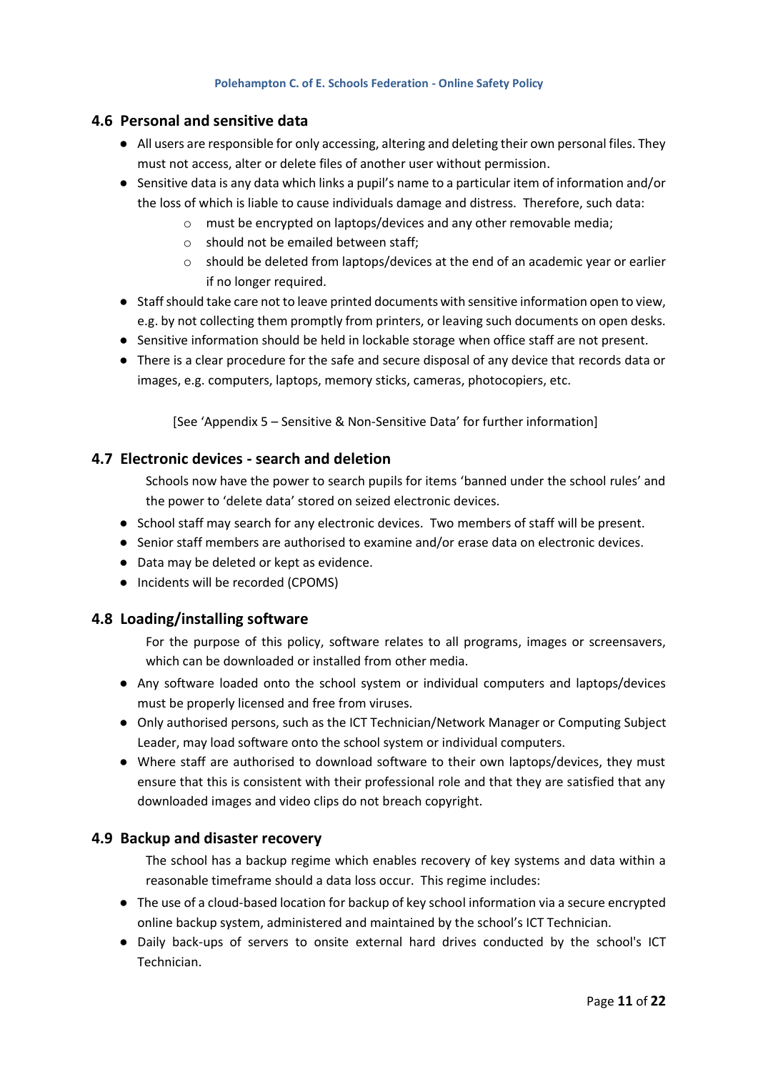### 4.6 Personal and sensitive data

- All users are responsible for only accessing, altering and deleting their own personal files. They must not access, alter or delete files of another user without permission.
- Sensitive data is any data which links a pupil's name to a particular item of information and/or the loss of which is liable to cause individuals damage and distress. Therefore, such data:
  - must be encrypted on laptops/devices and any other removable media;
  - should not be emailed between staff;
  - should be deleted from laptops/devices at the end of an academic year or earlier if no longer required.
- Staff should take care not to leave printed documents with sensitive information open to view, e.g. by not collecting them promptly from printers, or leaving such documents on open desks.
- Sensitive information should be held in lockable storage when office staff are not present.
- There is a clear procedure for the safe and secure disposal of any device that records data or images, e.g. computers, laptops, memory sticks, cameras, photocopiers, etc.

[See 'Appendix 5 – Sensitive & Non-Sensitive Data' for further information]

### 4.7 Electronic devices - search and deletion

Schools now have the power to search pupils for items 'banned under the school rules' and the power to 'delete data' stored on seized electronic devices.

- School staff may search for any electronic devices. Two members of staff will be present.
- Senior staff members are authorised to examine and/or erase data on electronic devices.
- Data may be deleted or kept as evidence.
- Incidents will be recorded (CPOMS)

### 4.8 Loading/installing software

For the purpose of this policy, software relates to all programs, images or screensavers, which can be downloaded or installed from other media.

- Any software loaded onto the school system or individual computers and laptops/devices must be properly licensed and free from viruses.
- Only authorised persons, such as the ICT Technician/Network Manager or Computing Subject Leader, may load software onto the school system or individual computers.
- Where staff are authorised to download software to their own laptops/devices, they must ensure that this is consistent with their professional role and that they are satisfied that any downloaded images and video clips do not breach copyright.

### 4.9 Backup and disaster recovery

The school has a backup regime which enables recovery of key systems and data within a reasonable timeframe should a data loss occur. This regime includes:

- The use of a cloud-based location for backup of key school information via a secure encrypted online backup system, administered and maintained by the school's ICT Technician.
- Daily back-ups of servers to onsite external hard drives conducted by the school's ICT Technician.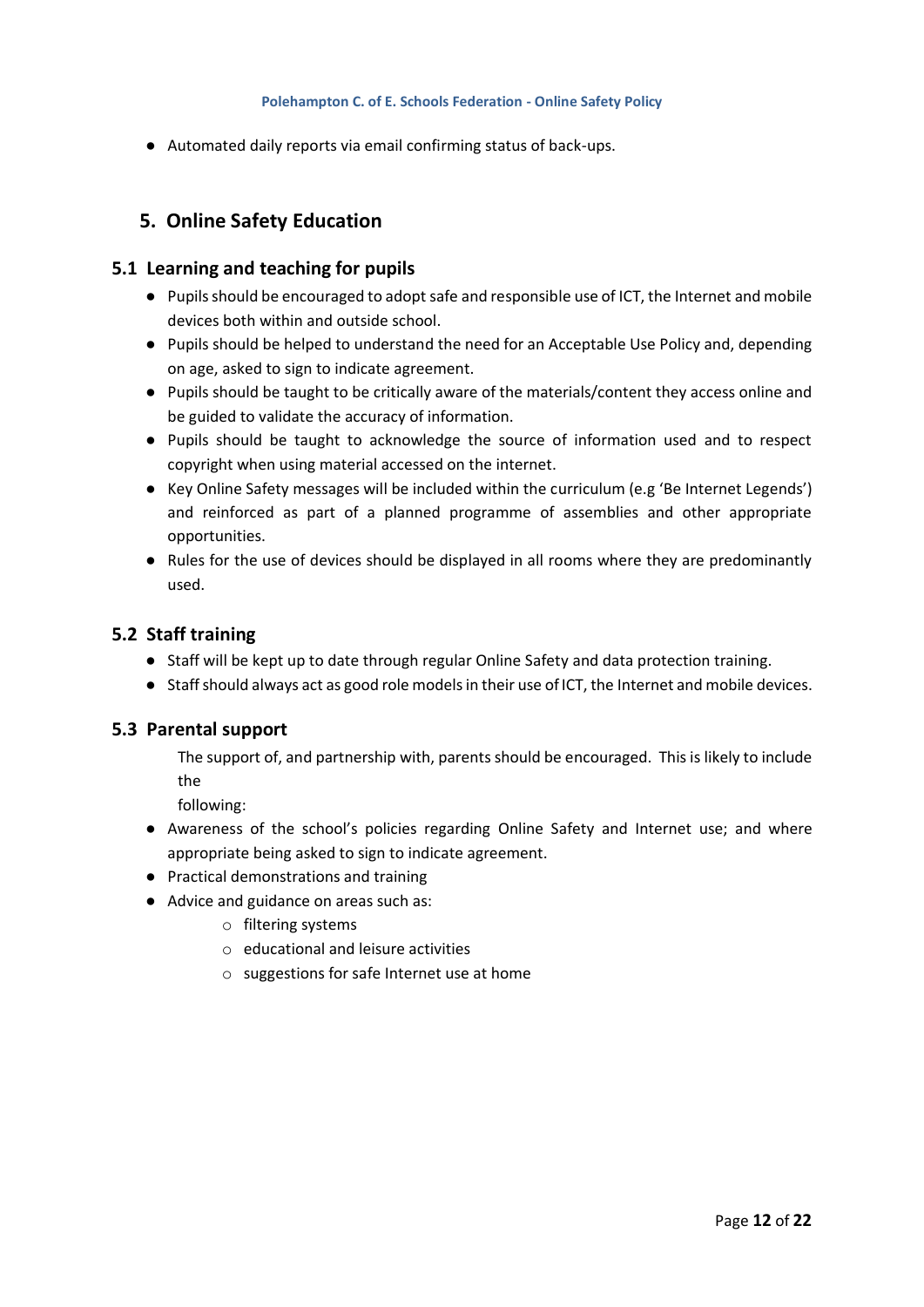- Automated daily reports via email confirming status of back-ups.

## 5. Online Safety Education

### 5.1 Learning and teaching for pupils

- Pupils should be encouraged to adopt safe and responsible use of ICT, the Internet and mobile devices both within and outside school.
- Pupils should be helped to understand the need for an Acceptable Use Policy and, depending on age, asked to sign to indicate agreement.
- Pupils should be taught to be critically aware of the materials/content they access online and be guided to validate the accuracy of information.
- Pupils should be taught to acknowledge the source of information used and to respect copyright when using material accessed on the internet.
- Key Online Safety messages will be included within the curriculum (e.g 'Be Internet Legends') and reinforced as part of a planned programme of assemblies and other appropriate opportunities.
- Rules for the use of devices should be displayed in all rooms where they are predominantly used.

### 5.2 Staff training

- Staff will be kept up to date through regular Online Safety and data protection training.
- Staff should always act as good role models in their use of ICT, the Internet and mobile devices.

### 5.3 Parental support

The support of, and partnership with, parents should be encouraged. This is likely to include the following:

- Awareness of the school's policies regarding Online Safety and Internet use; and where appropriate being asked to sign to indicate agreement.
- Practical demonstrations and training
- Advice and guidance on areas such as:
  - filtering systems
  - educational and leisure activities
  - suggestions for safe Internet use at home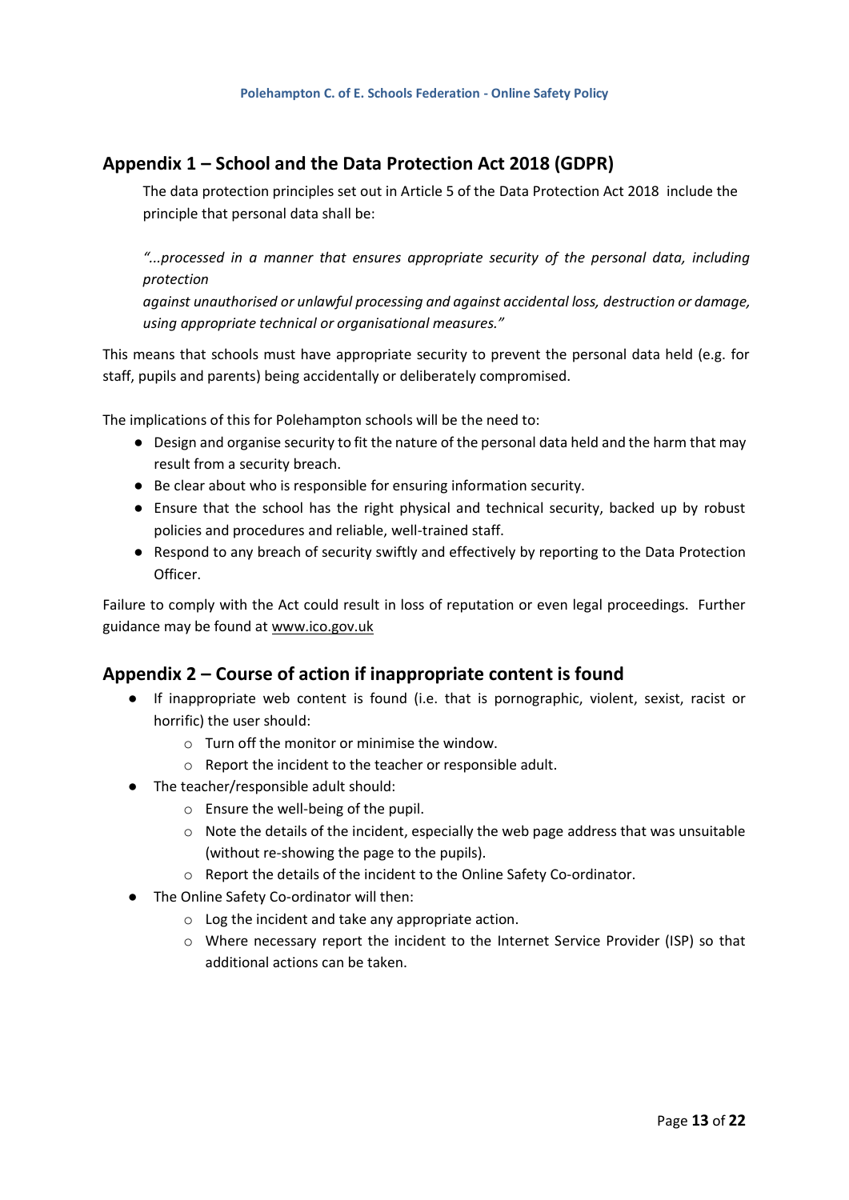## Appendix 1 – School and the Data Protection Act 2018 (GDPR)

The data protection principles set out in Article 5 of the Data Protection Act 2018 include the principle that personal data shall be:

*"...processed in a manner that ensures appropriate security of the personal data, including protection against unauthorised or unlawful processing and against accidental loss, destruction or damage, using appropriate technical or organisational measures."*

This means that schools must have appropriate security to prevent the personal data held (e.g. for staff, pupils and parents) being accidentally or deliberately compromised.

The implications of this for Polehampton schools will be the need to:

- Design and organise security to fit the nature of the personal data held and the harm that may result from a security breach.
- Be clear about who is responsible for ensuring information security.
- Ensure that the school has the right physical and technical security, backed up by robust policies and procedures and reliable, well-trained staff.
- Respond to any breach of security swiftly and effectively by reporting to the Data Protection Officer.

Failure to comply with the Act could result in loss of reputation or even legal proceedings. Further guidance may be found at www.ico.gov.uk

## Appendix 2 – Course of action if inappropriate content is found

- If inappropriate web content is found (i.e. that is pornographic, violent, sexist, racist or horrific) the user should:
  - Turn off the monitor or minimise the window.
  - Report the incident to the teacher or responsible adult.
- The teacher/responsible adult should:
  - Ensure the well-being of the pupil.
  - Note the details of the incident, especially the web page address that was unsuitable (without re-showing the page to the pupils).
  - Report the details of the incident to the Online Safety Co-ordinator.
- The Online Safety Co-ordinator will then:
  - Log the incident and take any appropriate action.
  - Where necessary report the incident to the Internet Service Provider (ISP) so that additional actions can be taken.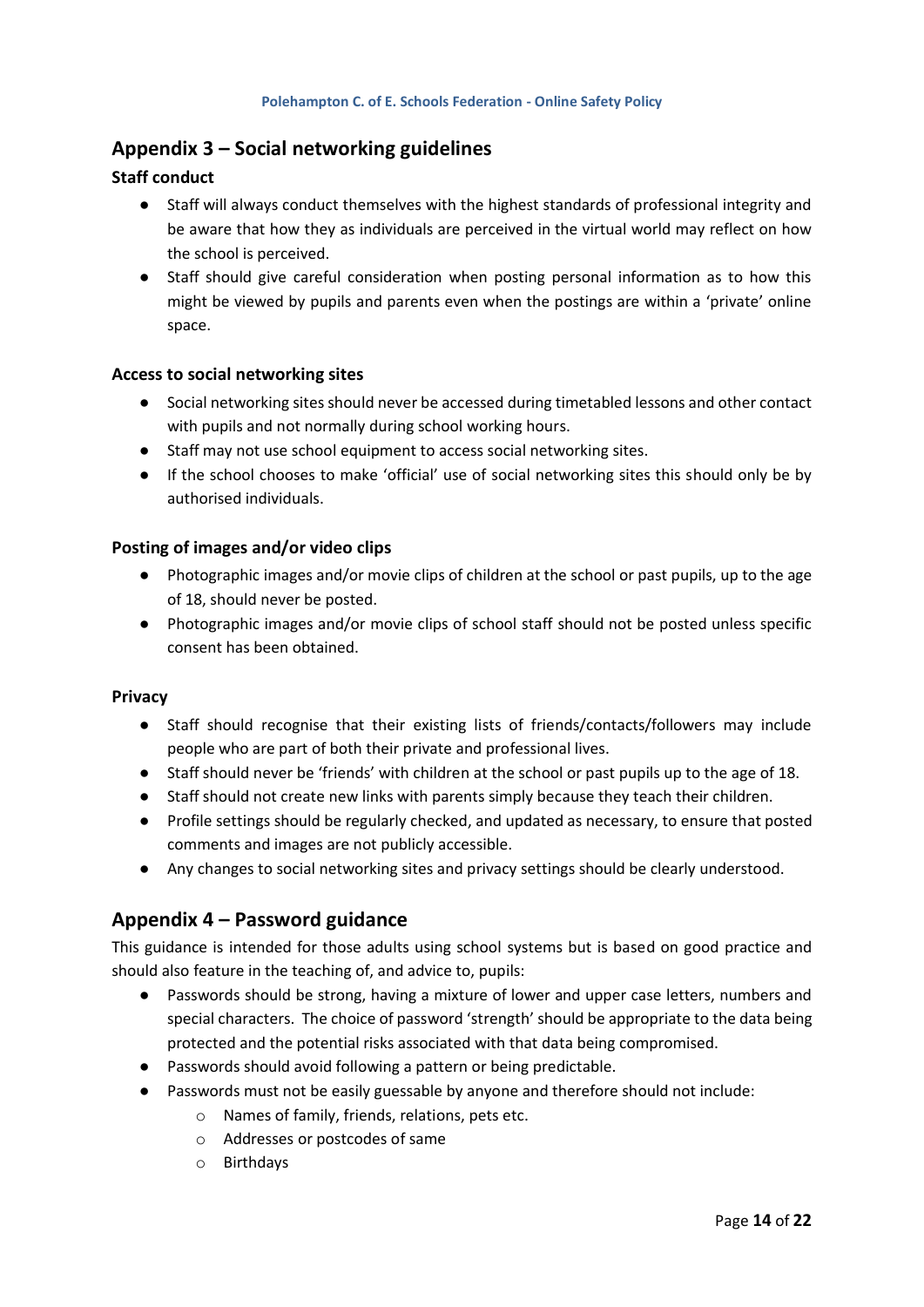## Appendix 3 – Social networking guidelines

### Staff conduct

- Staff will always conduct themselves with the highest standards of professional integrity and be aware that how they as individuals are perceived in the virtual world may reflect on how the school is perceived.
- Staff should give careful consideration when posting personal information as to how this might be viewed by pupils and parents even when the postings are within a 'private' online space.

### Access to social networking sites

- Social networking sites should never be accessed during timetabled lessons and other contact with pupils and not normally during school working hours.
- Staff may not use school equipment to access social networking sites.
- If the school chooses to make 'official' use of social networking sites this should only be by authorised individuals.

### Posting of images and/or video clips

- Photographic images and/or movie clips of children at the school or past pupils, up to the age of 18, should never be posted.
- Photographic images and/or movie clips of school staff should not be posted unless specific consent has been obtained.

### Privacy

- Staff should recognise that their existing lists of friends/contacts/followers may include people who are part of both their private and professional lives.
- Staff should never be 'friends' with children at the school or past pupils up to the age of 18.
- Staff should not create new links with parents simply because they teach their children.
- Profile settings should be regularly checked, and updated as necessary, to ensure that posted comments and images are not publicly accessible.
- Any changes to social networking sites and privacy settings should be clearly understood.

## Appendix 4 – Password guidance

This guidance is intended for those adults using school systems but is based on good practice and should also feature in the teaching of, and advice to, pupils:

- Passwords should be strong, having a mixture of lower and upper case letters, numbers and special characters. The choice of password 'strength' should be appropriate to the data being protected and the potential risks associated with that data being compromised.
- Passwords should avoid following a pattern or being predictable.
- Passwords must not be easily guessable by anyone and therefore should not include:
  - Names of family, friends, relations, pets etc.
  - Addresses or postcodes of same
  - Birthdays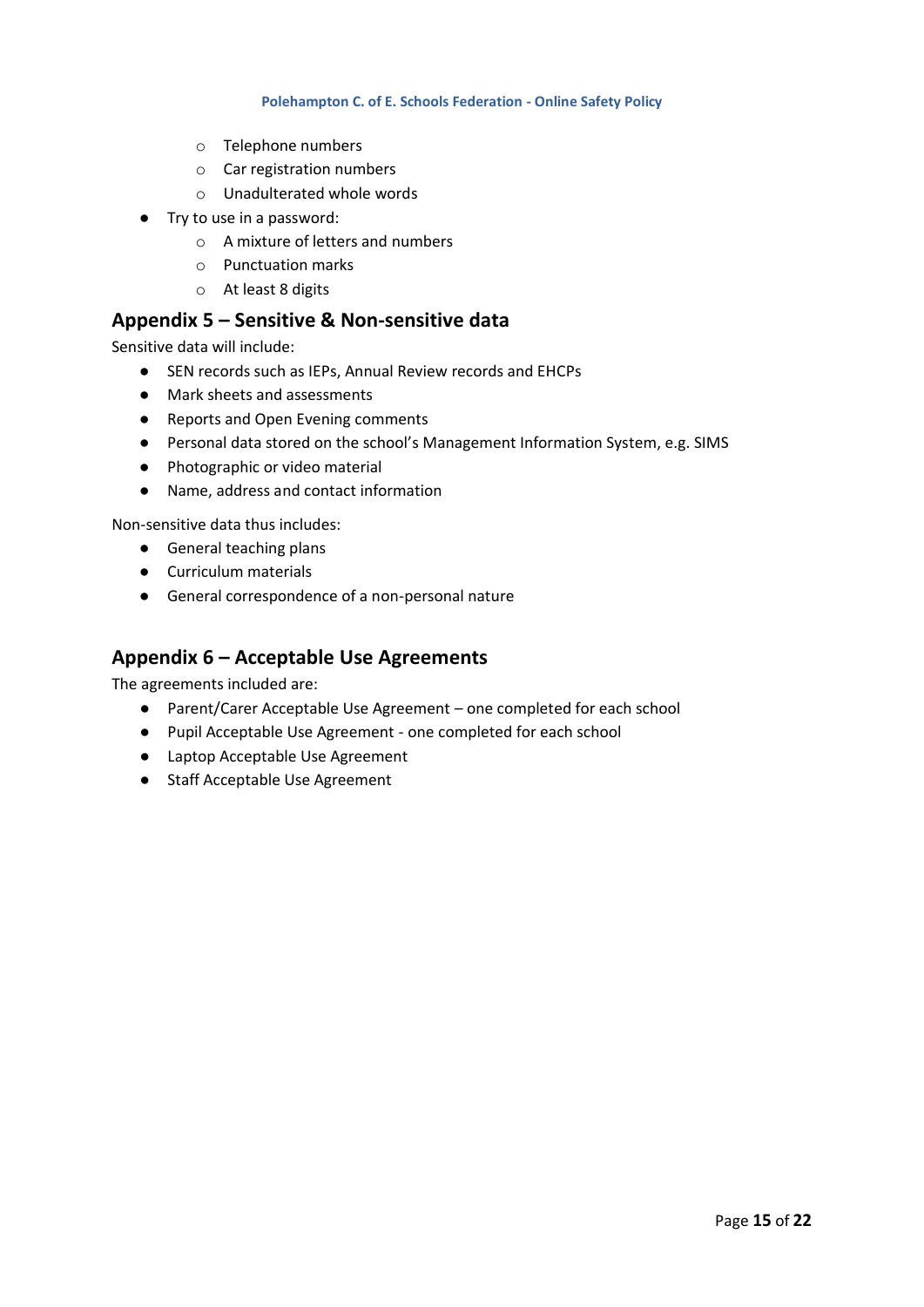- Telephone numbers
    - Car registration numbers
    - Unadulterated whole words
- Try to use in a password:
    - A mixture of letters and numbers
    - Punctuation marks
    - At least 8 digits

## Appendix 5 – Sensitive & Non-sensitive data

Sensitive data will include:

- SEN records such as IEPs, Annual Review records and EHCPs
- Mark sheets and assessments
- Reports and Open Evening comments
- Personal data stored on the school's Management Information System, e.g. SIMS
- Photographic or video material
- Name, address and contact information

Non-sensitive data thus includes:

- General teaching plans
- Curriculum materials
- General correspondence of a non-personal nature

## Appendix 6 – Acceptable Use Agreements

The agreements included are:

- Parent/Carer Acceptable Use Agreement – one completed for each school
- Pupil Acceptable Use Agreement - one completed for each school
- Laptop Acceptable Use Agreement
- Staff Acceptable Use Agreement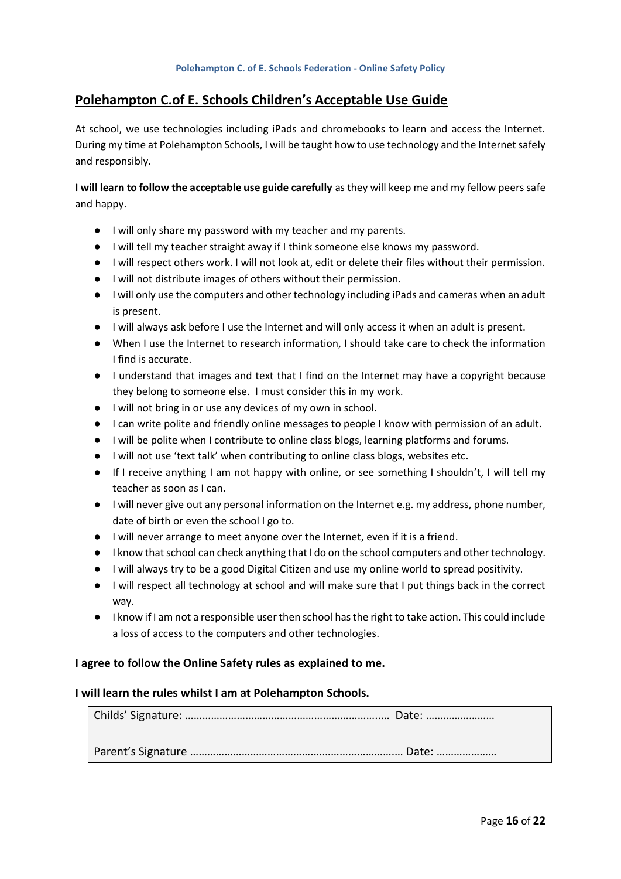## Polehampton C.of E. Schools Children's Acceptable Use Guide

At school, we use technologies including iPads and chromebooks to learn and access the Internet. During my time at Polehampton Schools, I will be taught how to use technology and the Internet safely and responsibly.

**I will learn to follow the acceptable use guide carefully** as they will keep me and my fellow peers safe and happy.

- I will only share my password with my teacher and my parents.
- I will tell my teacher straight away if I think someone else knows my password.
- I will respect others work. I will not look at, edit or delete their files without their permission.
- I will not distribute images of others without their permission.
- I will only use the computers and other technology including iPads and cameras when an adult is present.
- I will always ask before I use the Internet and will only access it when an adult is present.
- When I use the Internet to research information, I should take care to check the information I find is accurate.
- I understand that images and text that I find on the Internet may have a copyright because they belong to someone else. I must consider this in my work.
- I will not bring in or use any devices of my own in school.
- I can write polite and friendly online messages to people I know with permission of an adult.
- I will be polite when I contribute to online class blogs, learning platforms and forums.
- I will not use 'text talk' when contributing to online class blogs, websites etc.
- If I receive anything I am not happy with online, or see something I shouldn't, I will tell my teacher as soon as I can.
- I will never give out any personal information on the Internet e.g. my address, phone number, date of birth or even the school I go to.
- I will never arrange to meet anyone over the Internet, even if it is a friend.
- I know that school can check anything that I do on the school computers and other technology.
- I will always try to be a good Digital Citizen and use my online world to spread positivity.
- I will respect all technology at school and will make sure that I put things back in the correct way.
- I know if I am not a responsible user then school has the right to take action. This could include a loss of access to the computers and other technologies.

**I agree to follow the Online Safety rules as explained to me.**

**I will learn the rules whilst I am at Polehampton Schools.**

Childs' Signature: ………………………………………………………….… Date: ……………………

Parent's Signature ……………………………………………………………… Date: …………………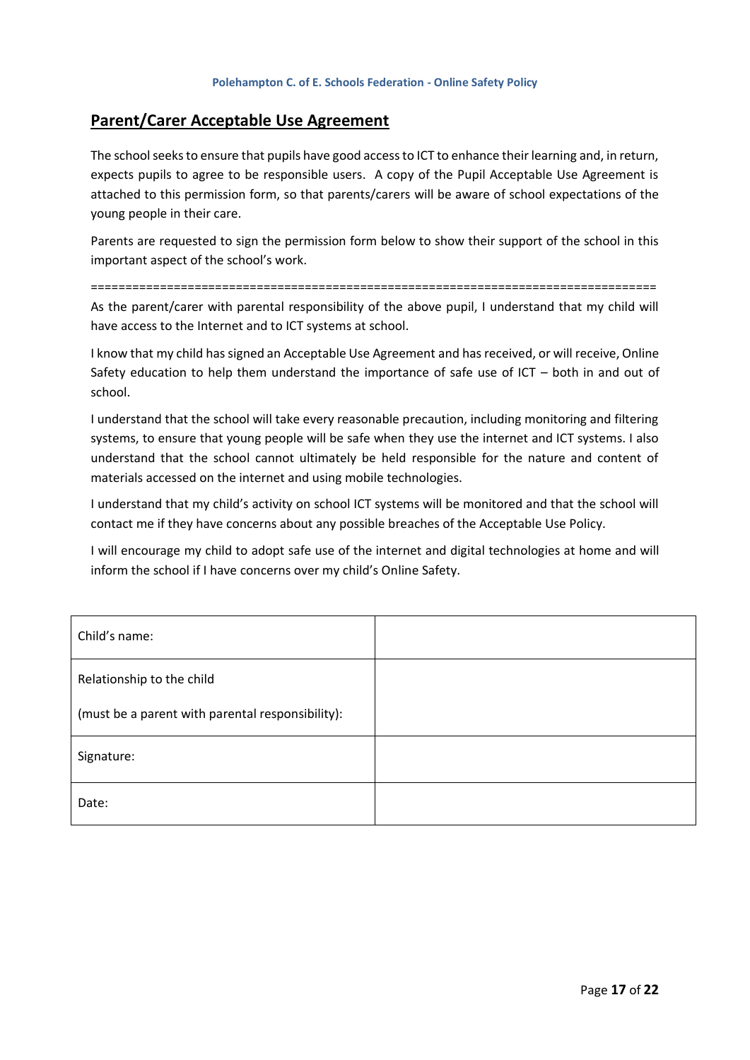## Parent/Carer Acceptable Use Agreement

The school seeks to ensure that pupils have good access to ICT to enhance their learning and, in return, expects pupils to agree to be responsible users. A copy of the Pupil Acceptable Use Agreement is attached to this permission form, so that parents/carers will be aware of school expectations of the young people in their care.

Parents are requested to sign the permission form below to show their support of the school in this important aspect of the school's work.

================================================================================

As the parent/carer with parental responsibility of the above pupil, I understand that my child will have access to the Internet and to ICT systems at school.

I know that my child has signed an Acceptable Use Agreement and has received, or will receive, Online Safety education to help them understand the importance of safe use of ICT – both in and out of school.

I understand that the school will take every reasonable precaution, including monitoring and filtering systems, to ensure that young people will be safe when they use the internet and ICT systems. I also understand that the school cannot ultimately be held responsible for the nature and content of materials accessed on the internet and using mobile technologies.

I understand that my child's activity on school ICT systems will be monitored and that the school will contact me if they have concerns about any possible breaches of the Acceptable Use Policy.

I will encourage my child to adopt safe use of the internet and digital technologies at home and will inform the school if I have concerns over my child's Online Safety.

| | |
|---|---|
| Child's name: | |
| Relationship to the child<br><br>(must be a parent with parental responsibility): | |
| Signature: | |
| Date: | |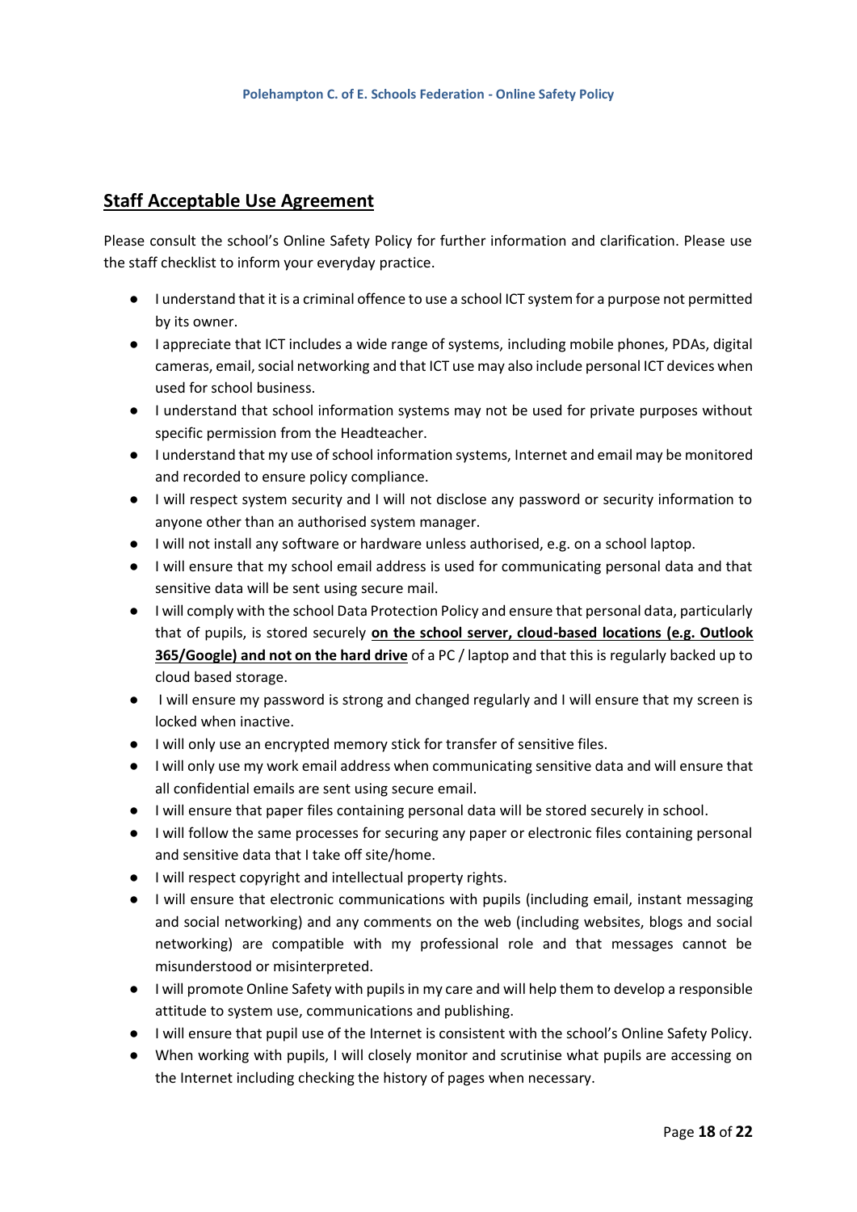## Staff Acceptable Use Agreement

Please consult the school's Online Safety Policy for further information and clarification. Please use the staff checklist to inform your everyday practice.

- I understand that it is a criminal offence to use a school ICT system for a purpose not permitted by its owner.
- I appreciate that ICT includes a wide range of systems, including mobile phones, PDAs, digital cameras, email, social networking and that ICT use may also include personal ICT devices when used for school business.
- I understand that school information systems may not be used for private purposes without specific permission from the Headteacher.
- I understand that my use of school information systems, Internet and email may be monitored and recorded to ensure policy compliance.
- I will respect system security and I will not disclose any password or security information to anyone other than an authorised system manager.
- I will not install any software or hardware unless authorised, e.g. on a school laptop.
- I will ensure that my school email address is used for communicating personal data and that sensitive data will be sent using secure mail.
- I will comply with the school Data Protection Policy and ensure that personal data, particularly that of pupils, is stored securely **on the school server, cloud-based locations (e.g. Outlook 365/Google) and not on the hard drive** of a PC / laptop and that this is regularly backed up to cloud based storage.
- I will ensure my password is strong and changed regularly and I will ensure that my screen is locked when inactive.
- I will only use an encrypted memory stick for transfer of sensitive files.
- I will only use my work email address when communicating sensitive data and will ensure that all confidential emails are sent using secure email.
- I will ensure that paper files containing personal data will be stored securely in school.
- I will follow the same processes for securing any paper or electronic files containing personal and sensitive data that I take off site/home.
- I will respect copyright and intellectual property rights.
- I will ensure that electronic communications with pupils (including email, instant messaging and social networking) and any comments on the web (including websites, blogs and social networking) are compatible with my professional role and that messages cannot be misunderstood or misinterpreted.
- I will promote Online Safety with pupils in my care and will help them to develop a responsible attitude to system use, communications and publishing.
- I will ensure that pupil use of the Internet is consistent with the school's Online Safety Policy.
- When working with pupils, I will closely monitor and scrutinise what pupils are accessing on the Internet including checking the history of pages when necessary.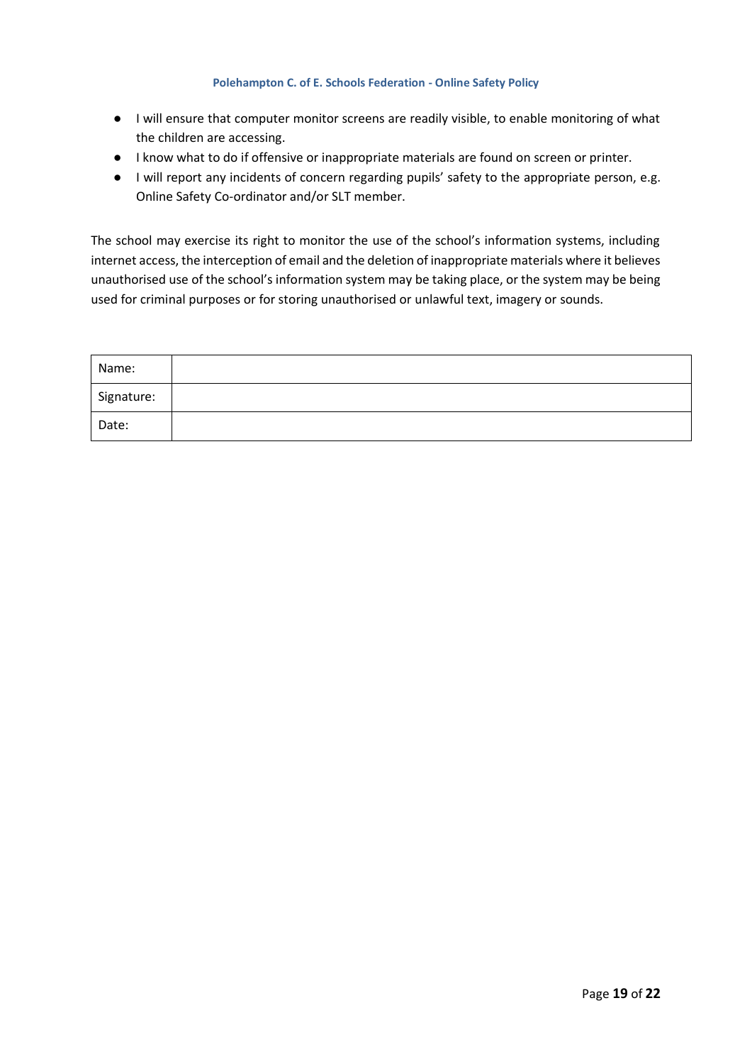- I will ensure that computer monitor screens are readily visible, to enable monitoring of what the children are accessing.
- I know what to do if offensive or inappropriate materials are found on screen or printer.
- I will report any incidents of concern regarding pupils' safety to the appropriate person, e.g. Online Safety Co-ordinator and/or SLT member.

The school may exercise its right to monitor the use of the school's information systems, including internet access, the interception of email and the deletion of inappropriate materials where it believes unauthorised use of the school's information system may be taking place, or the system may be being used for criminal purposes or for storing unauthorised or unlawful text, imagery or sounds.

| Name: | |
|---|---|
| Signature: | |
| Date: | |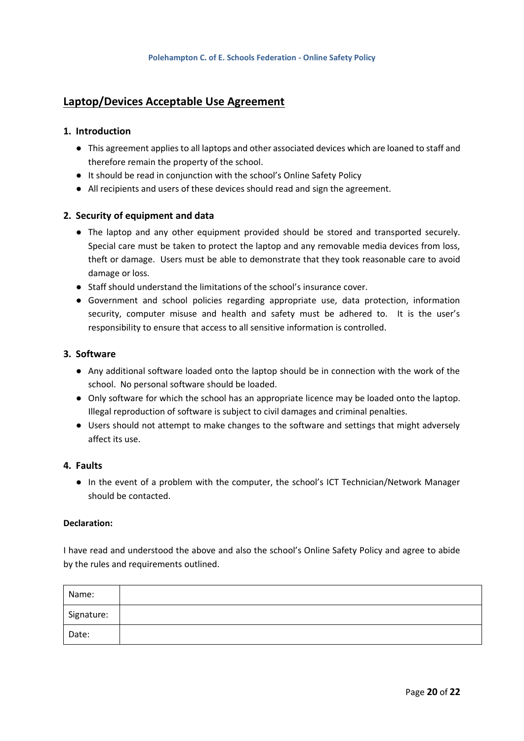## Laptop/Devices Acceptable Use Agreement

### 1. Introduction

- This agreement applies to all laptops and other associated devices which are loaned to staff and therefore remain the property of the school.
- It should be read in conjunction with the school's Online Safety Policy
- All recipients and users of these devices should read and sign the agreement.

### 2. Security of equipment and data

- The laptop and any other equipment provided should be stored and transported securely. Special care must be taken to protect the laptop and any removable media devices from loss, theft or damage. Users must be able to demonstrate that they took reasonable care to avoid damage or loss.
- Staff should understand the limitations of the school's insurance cover.
- Government and school policies regarding appropriate use, data protection, information security, computer misuse and health and safety must be adhered to. It is the user's responsibility to ensure that access to all sensitive information is controlled.

### 3. Software

- Any additional software loaded onto the laptop should be in connection with the work of the school. No personal software should be loaded.
- Only software for which the school has an appropriate licence may be loaded onto the laptop. Illegal reproduction of software is subject to civil damages and criminal penalties.
- Users should not attempt to make changes to the software and settings that might adversely affect its use.

### 4. Faults

- In the event of a problem with the computer, the school's ICT Technician/Network Manager should be contacted.

**Declaration:**

I have read and understood the above and also the school's Online Safety Policy and agree to abide by the rules and requirements outlined.

| | |
|---|---|
| Name: | |
| Signature: | |
| Date: | |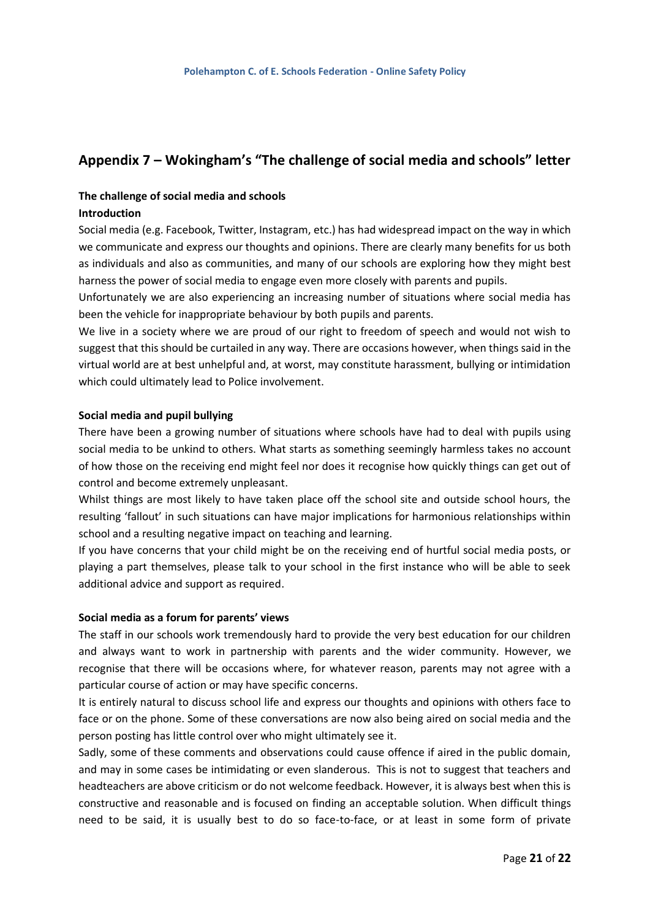## Appendix 7 – Wokingham's "The challenge of social media and schools" letter

**The challenge of social media and schools**

**Introduction**

Social media (e.g. Facebook, Twitter, Instagram, etc.) has had widespread impact on the way in which we communicate and express our thoughts and opinions. There are clearly many benefits for us both as individuals and also as communities, and many of our schools are exploring how they might best harness the power of social media to engage even more closely with parents and pupils.

Unfortunately we are also experiencing an increasing number of situations where social media has been the vehicle for inappropriate behaviour by both pupils and parents.

We live in a society where we are proud of our right to freedom of speech and would not wish to suggest that this should be curtailed in any way. There are occasions however, when things said in the virtual world are at best unhelpful and, at worst, may constitute harassment, bullying or intimidation which could ultimately lead to Police involvement.

**Social media and pupil bullying**

There have been a growing number of situations where schools have had to deal with pupils using social media to be unkind to others. What starts as something seemingly harmless takes no account of how those on the receiving end might feel nor does it recognise how quickly things can get out of control and become extremely unpleasant.

Whilst things are most likely to have taken place off the school site and outside school hours, the resulting 'fallout' in such situations can have major implications for harmonious relationships within school and a resulting negative impact on teaching and learning.

If you have concerns that your child might be on the receiving end of hurtful social media posts, or playing a part themselves, please talk to your school in the first instance who will be able to seek additional advice and support as required.

**Social media as a forum for parents' views**

The staff in our schools work tremendously hard to provide the very best education for our children and always want to work in partnership with parents and the wider community. However, we recognise that there will be occasions where, for whatever reason, parents may not agree with a particular course of action or may have specific concerns.

It is entirely natural to discuss school life and express our thoughts and opinions with others face to face or on the phone. Some of these conversations are now also being aired on social media and the person posting has little control over who might ultimately see it.

Sadly, some of these comments and observations could cause offence if aired in the public domain, and may in some cases be intimidating or even slanderous. This is not to suggest that teachers and headteachers are above criticism or do not welcome feedback. However, it is always best when this is constructive and reasonable and is focused on finding an acceptable solution. When difficult things need to be said, it is usually best to do so face-to-face, or at least in some form of private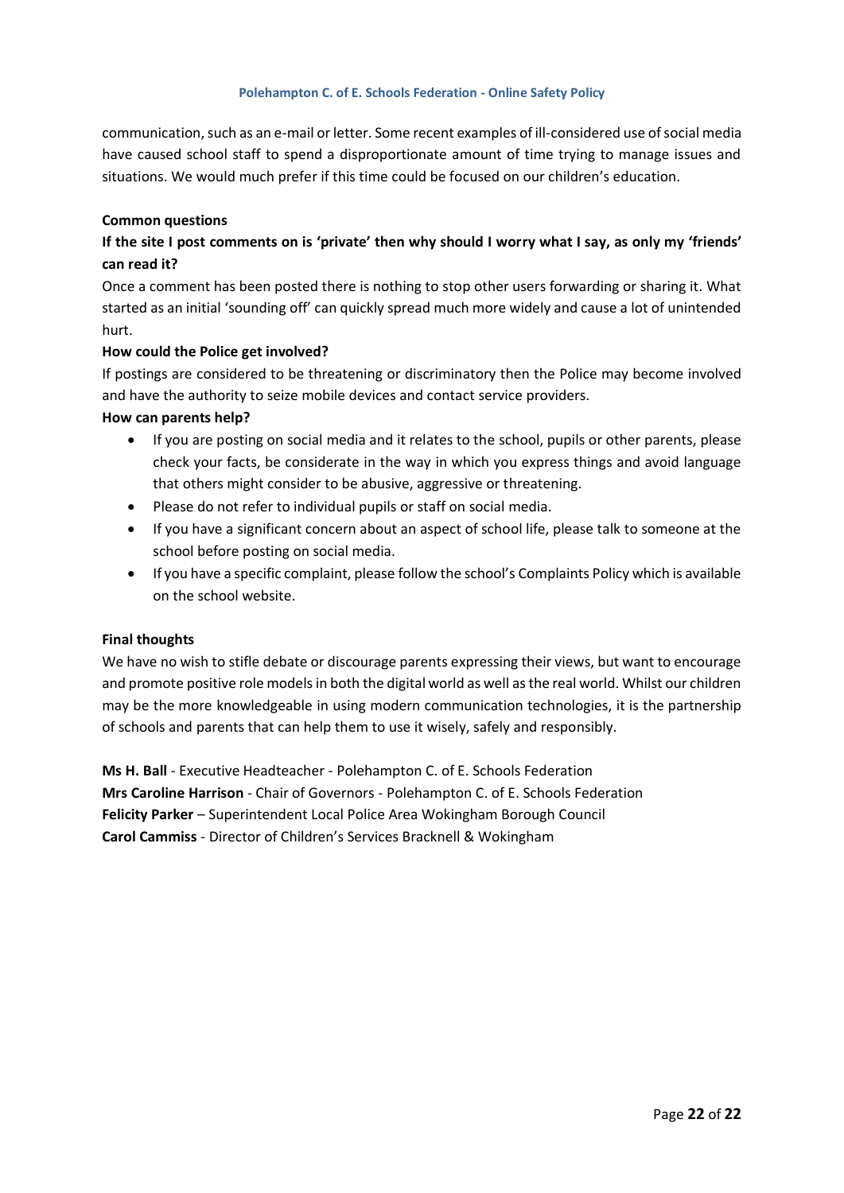communication, such as an e-mail or letter. Some recent examples of ill-considered use of social media have caused school staff to spend a disproportionate amount of time trying to manage issues and situations. We would much prefer if this time could be focused on our children's education.

**Common questions**

**If the site I post comments on is 'private' then why should I worry what I say, as only my 'friends' can read it?**

Once a comment has been posted there is nothing to stop other users forwarding or sharing it. What started as an initial 'sounding off' can quickly spread much more widely and cause a lot of unintended hurt.

**How could the Police get involved?**

If postings are considered to be threatening or discriminatory then the Police may become involved and have the authority to seize mobile devices and contact service providers.

**How can parents help?**

- If you are posting on social media and it relates to the school, pupils or other parents, please check your facts, be considerate in the way in which you express things and avoid language that others might consider to be abusive, aggressive or threatening.
- Please do not refer to individual pupils or staff on social media.
- If you have a significant concern about an aspect of school life, please talk to someone at the school before posting on social media.
- If you have a specific complaint, please follow the school's Complaints Policy which is available on the school website.

**Final thoughts**

We have no wish to stifle debate or discourage parents expressing their views, but want to encourage and promote positive role models in both the digital world as well as the real world. Whilst our children may be the more knowledgeable in using modern communication technologies, it is the partnership of schools and parents that can help them to use it wisely, safely and responsibly.

**Ms H. Ball** - Executive Headteacher - Polehampton C. of E. Schools Federation
**Mrs Caroline Harrison** - Chair of Governors - Polehampton C. of E. Schools Federation
**Felicity Parker** – Superintendent Local Police Area Wokingham Borough Council
**Carol Cammiss** - Director of Children's Services Bracknell & Wokingham